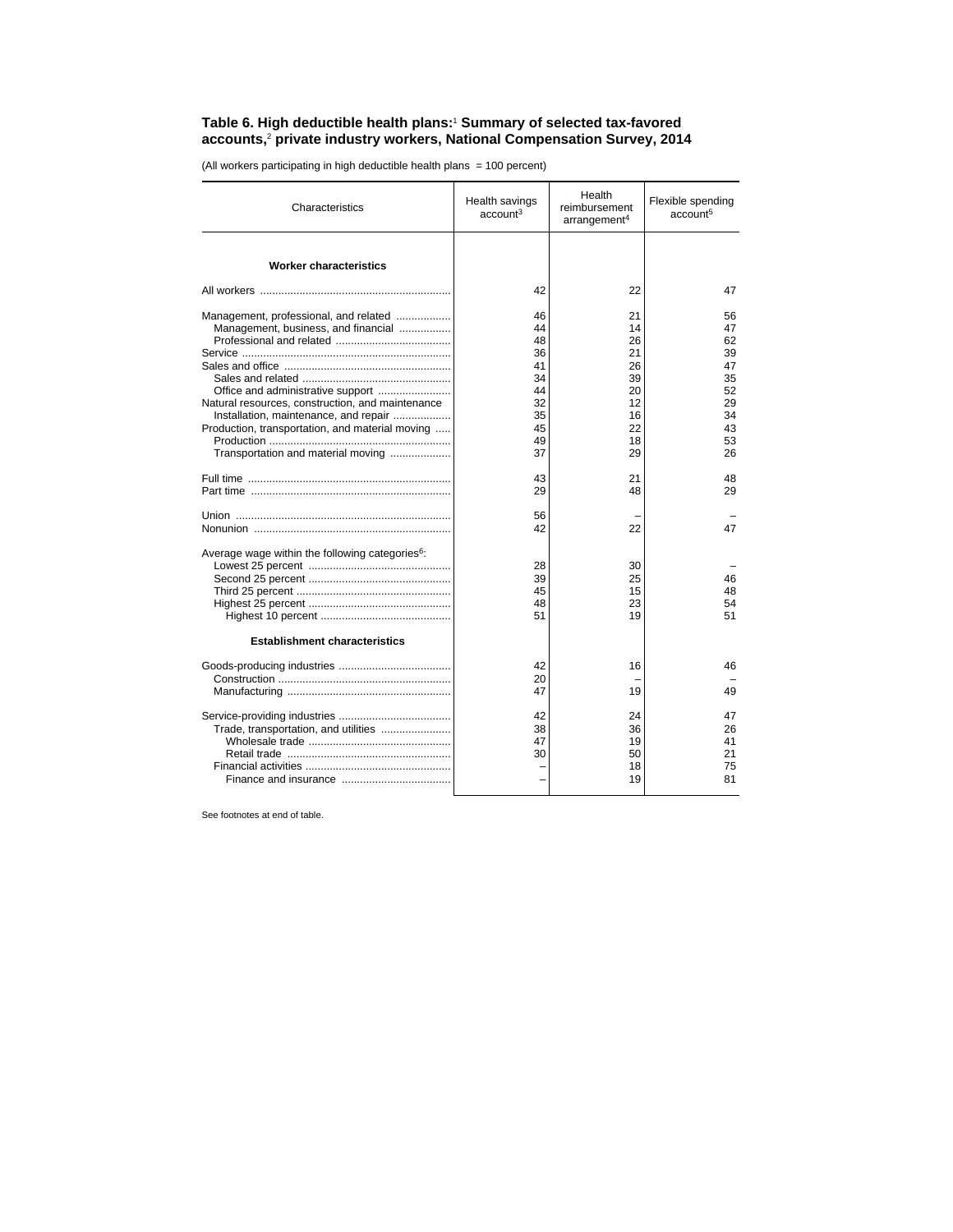### Table 6. High deductible health plans:[1] Summary of selected tax-favored accounts,[2] private industry workers, National Compensation Survey, 2014

(All workers participating in high deductible health plans = 100 percent)

| Characteristics | Health savings account[3] | Health reimbursement arrangement[4] | Flexible spending account[5] |
|---|---|---|---|
| **Worker characteristics** | | | |
| All workers | 42 | 22 | 47 |
| Management, professional, and related | 46 | 21 | 56 |
| Management, business, and financial | 44 | 14 | 47 |
| Professional and related | 48 | 26 | 62 |
| Service | 36 | 21 | 39 |
| Sales and office | 41 | 26 | 47 |
| Sales and related | 34 | 39 | 35 |
| Office and administrative support | 44 | 20 | 52 |
| Natural resources, construction, and maintenance | 32 | 12 | 29 |
| Installation, maintenance, and repair | 35 | 16 | 34 |
| Production, transportation, and material moving | 45 | 22 | 43 |
| Production | 49 | 18 | 53 |
| Transportation and material moving | 37 | 29 | 26 |
| Full time | 43 | 21 | 48 |
| Part time | 29 | 48 | 29 |
| Union | 56 | – | – |
| Nonunion | 42 | 22 | 47 |
| Average wage within the following categories[6]: | | | |
| Lowest 25 percent | 28 | 30 | – |
| Second 25 percent | 39 | 25 | 46 |
| Third 25 percent | 45 | 15 | 48 |
| Highest 25 percent | 48 | 23 | 54 |
| Highest 10 percent | 51 | 19 | 51 |
| **Establishment characteristics** | | | |
| Goods-producing industries | 42 | 16 | 46 |
| Construction | 20 | – | – |
| Manufacturing | 47 | 19 | 49 |
| Service-providing industries | 42 | 24 | 47 |
| Trade, transportation, and utilities | 38 | 36 | 26 |
| Wholesale trade | 47 | 19 | 41 |
| Retail trade | 30 | 50 | 21 |
| Financial activities | – | 18 | 75 |
| Finance and insurance | – | 19 | 81 |

See footnotes at end of table.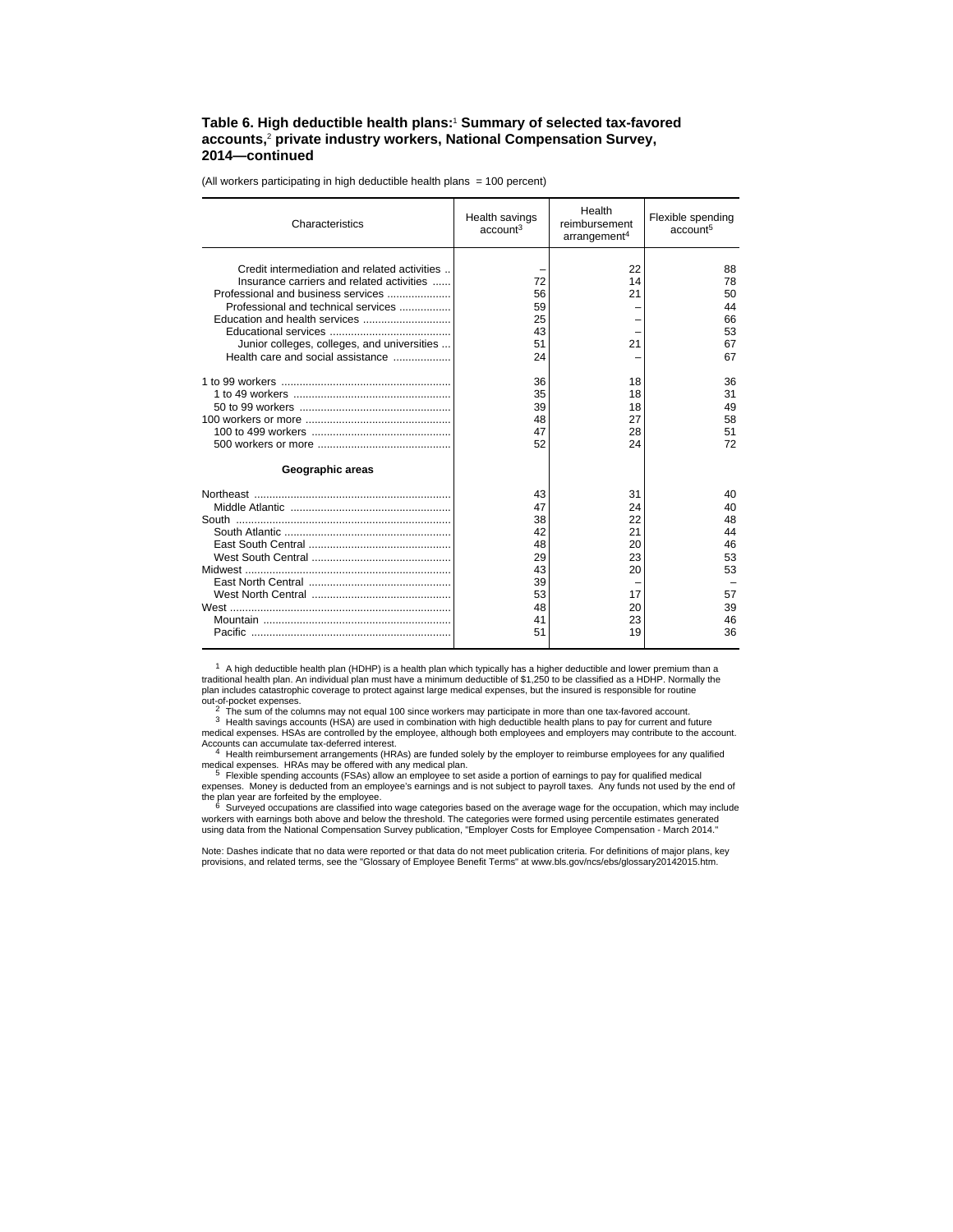### Table 6. High deductible health plans:[1] Summary of selected tax-favored accounts,[2] private industry workers, National Compensation Survey, 2014—continued

(All workers participating in high deductible health plans = 100 percent)

| Characteristics | Health savings account[3] | Health reimbursement arrangement[4] | Flexible spending account[5] |
|---|---|---|---|
| Credit intermediation and related activities | – | 22 | 88 |
| Insurance carriers and related activities | 72 | 14 | 78 |
| Professional and business services | 56 | 21 | 50 |
| Professional and technical services | 59 | – | 44 |
| Education and health services | 25 | – | 66 |
| Educational services | 43 | – | 53 |
| Junior colleges, colleges, and universities | 51 | 21 | 67 |
| Health care and social assistance | 24 | – | 67 |
| 1 to 99 workers | 36 | 18 | 36 |
| 1 to 49 workers | 35 | 18 | 31 |
| 50 to 99 workers | 39 | 18 | 49 |
| 100 workers or more | 48 | 27 | 58 |
| 100 to 499 workers | 47 | 28 | 51 |
| 500 workers or more | 52 | 24 | 72 |
| **Geographic areas** | | | |
| Northeast | 43 | 31 | 40 |
| Middle Atlantic | 47 | 24 | 40 |
| South | 38 | 22 | 48 |
| South Atlantic | 42 | 21 | 44 |
| East South Central | 48 | 20 | 46 |
| West South Central | 29 | 23 | 53 |
| Midwest | 43 | 20 | 53 |
| East North Central | 39 | – | – |
| West North Central | 53 | 17 | 57 |
| West | 48 | 20 | 39 |
| Mountain | 41 | 23 | 46 |
| Pacific | 51 | 19 | 36 |

[1] A high deductible health plan (HDHP) is a health plan which typically has a higher deductible and lower premium than a traditional health plan. An individual plan must have a minimum deductible of $1,250 to be classified as a HDHP. Normally the plan includes catastrophic coverage to protect against large medical expenses, but the insured is responsible for routine out-of-pocket expenses.

[2] The sum of the columns may not equal 100 since workers may participate in more than one tax-favored account.

[3] Health savings accounts (HSA) are used in combination with high deductible health plans to pay for current and future medical expenses. HSAs are controlled by the employee, although both employees and employers may contribute to the account. Accounts can accumulate tax-deferred interest.

[4] Health reimbursement arrangements (HRAs) are funded solely by the employer to reimburse employees for any qualified medical expenses. HRAs may be offered with any medical plan.

[5] Flexible spending accounts (FSAs) allow an employee to set aside a portion of earnings to pay for qualified medical expenses. Money is deducted from an employee's earnings and is not subject to payroll taxes. Any funds not used by the end of the plan year are forfeited by the employee.

[6] Surveyed occupations are classified into wage categories based on the average wage for the occupation, which may include workers with earnings both above and below the threshold. The categories were formed using percentile estimates generated using data from the National Compensation Survey publication, "Employer Costs for Employee Compensation - March 2014."

Note: Dashes indicate that no data were reported or that data do not meet publication criteria. For definitions of major plans, key provisions, and related terms, see the "Glossary of Employee Benefit Terms" at www.bls.gov/ncs/ebs/glossary20142015.htm.